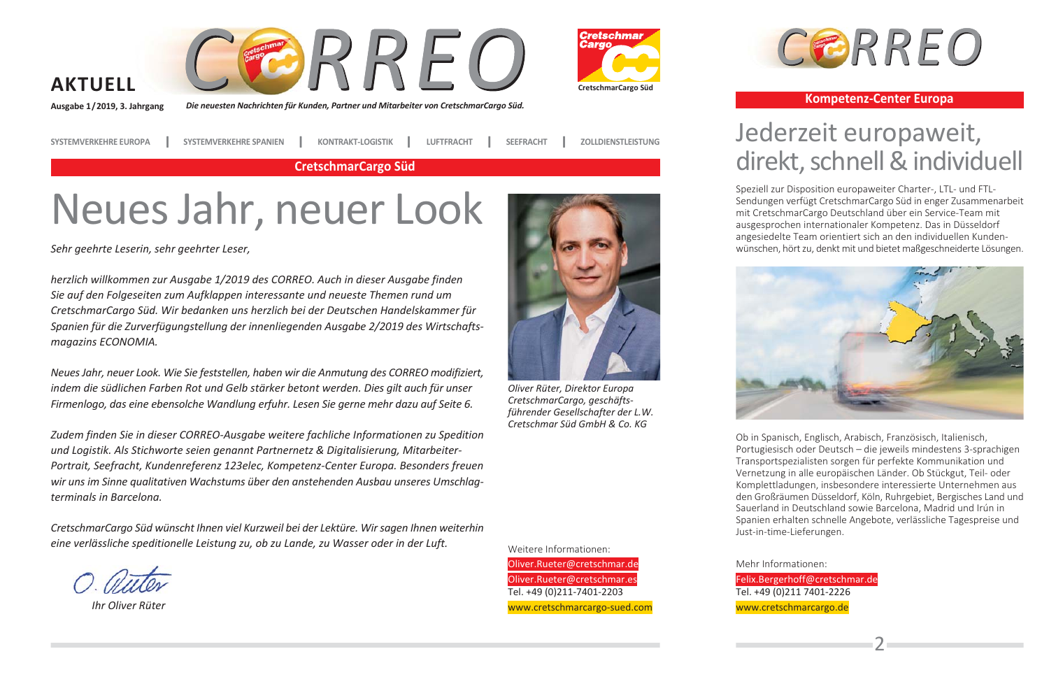**AKTUELL**

# CORREO

Ausgabe 1/2019, 3. Jahrgang

*Die neuesten Nachrichten für Kunden, Partner und Mitarbeiter von CretschmarCargo Süd.*

Cretschmar Cargo

CretschmarCargo Süd

SYSTEMVERKEHRE EUROPA | SYSTEMVERKEHRE SPANIEN | KONTRAKT-LOGISTIK | LUFTFRACHT | SEEFRACHT | ZOLLDIENSTLEISTUNG

**CretschmarCargo Süd**

# Neues Jahr, neuer Look

*Sehr geehrte Leserin, sehr geehrter Leser,*

*herzlich willkommen zur Ausgabe 1/2019 des CORREO. Auch in dieser Ausgabe finden Sie auf den Folgeseiten zum Aufklappen interessante und neueste Themen rund um CretschmarCargo Süd. Wir bedanken uns herzlich bei der Deutschen Handelskammer für Spanien für die Zurverfügungstellung der innenliegenden Ausgabe 2/2019 des Wirtschaftsmagazins ECONOMIA.*

*Neues Jahr, neuer Look. Wie Sie feststellen, haben wir die Anmutung des CORREO modifiziert, indem die südlichen Farben Rot und Gelb stärker betont werden. Dies gilt auch für unser Firmenlogo, das eine ebensolche Wandlung erfuhr. Lesen Sie gerne mehr dazu auf Seite 6.*

*Zudem finden Sie in dieser CORREO-Ausgabe weitere fachliche Informationen zu Spedition und Logistik. Als Stichworte seien genannt Partnernetz & Digitalisierung, Mitarbeiter-Portrait, Seefracht, Kundenreferenz 123elec, Kompetenz-Center Europa. Besonders freuen wir uns im Sinne qualitativen Wachstums über den anstehenden Ausbau unseres Umschlagterminals in Barcelona.*

*CretschmarCargo Süd wünscht Ihnen viel Kurzweil bei der Lektüre. Wir sagen Ihnen weiterhin eine verlässliche speditionelle Leistung zu, ob zu Lande, zu Wasser oder in der Luft.*

*O. Rüter*

*Ihr Oliver Rüter*

*Oliver Rüter, Direktor Europa CretschmarCargo, geschäftsführender Gesellschafter der L.W. Cretschmar Süd GmbH & Co. KG*

Weitere Informationen:
Oliver.Rueter@cretschmar.de
Oliver.Rueter@cretschmar.es
Tel. +49 (0)211-7401-2203
www.cretschmarcargo-sued.com

# CORREO

**Kompetenz-Center Europa**

## Jederzeit europaweit, direkt, schnell & individuell

Speziell zur Disposition europaweiter Charter-, LTL- und FTL-Sendungen verfügt CretschmarCargo Süd in enger Zusammenarbeit mit CretschmarCargo Deutschland über ein Service-Team mit ausgesprochen internationaler Kompetenz. Das in Düsseldorf angesiedelte Team orientiert sich an den individuellen Kundenwünschen, hört zu, denkt mit und bietet maßgeschneiderte Lösungen.

Ob in Spanisch, Englisch, Arabisch, Französisch, Italienisch, Portugiesisch oder Deutsch – die jeweils mindestens 3-sprachigen Transportspezialisten sorgen für perfekte Kommunikation und Vernetzung in alle europäischen Länder. Ob Stückgut, Teil- oder Komplettladungen, insbesondere interessierte Unternehmen aus den Großräumen Düsseldorf, Köln, Ruhrgebiet, Bergisches Land und Sauerland in Deutschland sowie Barcelona, Madrid und Irún in Spanien erhalten schnelle Angebote, verlässliche Tagespreise und Just-in-time-Lieferungen.

Mehr Informationen:
Felix.Bergerhoff@cretschmar.de
Tel. +49 (0)211 7401-2226
www.cretschmarcargo.de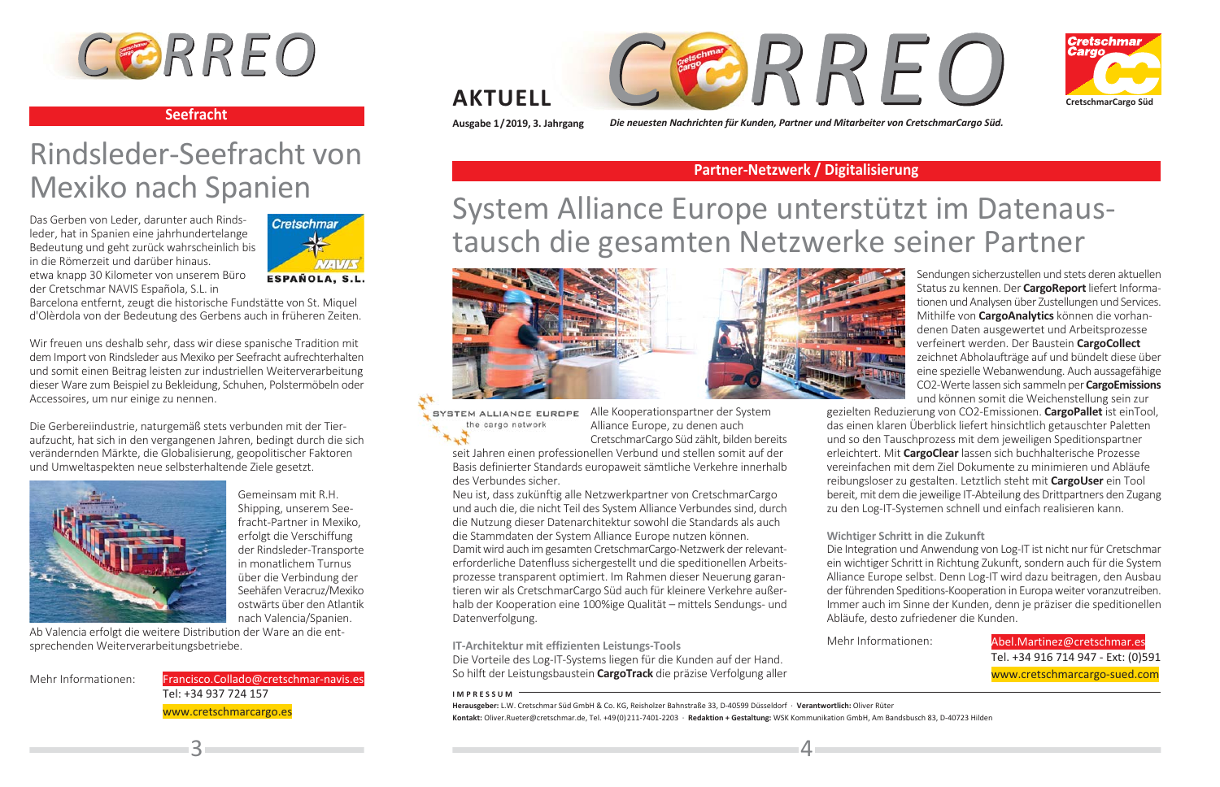## Seefracht

# Rindsleder-Seefracht von Mexiko nach Spanien

Das Gerben von Leder, darunter auch Rindsleder, hat in Spanien eine jahrhundertelange Bedeutung und geht zurück wahrscheinlich bis in die Römerzeit und darüber hinaus. etwa knapp 30 Kilometer von unserem Büro der Cretschmar NAVIS Española, S.L. in Barcelona entfernt, zeugt die historische Fundstätte von St. Miquel d'Olèrdola von der Bedeutung des Gerbens auch in früheren Zeiten.

Wir freuen uns deshalb sehr, dass wir diese spanische Tradition mit dem Import von Rindsleder aus Mexiko per Seefracht aufrechterhalten und somit einen Beitrag leisten zur industriellen Weiterverarbeitung dieser Ware zum Beispiel zu Bekleidung, Schuhen, Polstermöbeln oder Accessoires, um nur einige zu nennen.

Die Gerbereiindustrie, naturgemäß stets verbunden mit der Tieraufzucht, hat sich in den vergangenen Jahren, bedingt durch die sich verändernden Märkte, die Globalisierung, geopolitischer Faktoren und Umweltaspekten neue selbsterhaltende Ziele gesetzt.

Gemeinsam mit R.H. Shipping, unserem Seefracht-Partner in Mexiko, erfolgt die Verschiffung der Rindsleder-Transporte in monatlichem Turnus über die Verbindung der Seehäfen Veracruz/Mexiko ostwärts über den Atlantik nach Valencia/Spanien. Ab Valencia erfolgt die weitere Distribution der Ware an die entsprechenden Weiterverarbeitungsbetriebe.

Mehr Informationen: Francisco.Collado@cretschmar-navis.es
Tel: +34 937 724 157
www.cretschmarcargo.es

# AKTUELL

Ausgabe 1/2019, 3. Jahrgang — *Die neuesten Nachrichten für Kunden, Partner und Mitarbeiter von CretschmarCargo Süd.*

## Partner-Netzwerk / Digitalisierung

# System Alliance Europe unterstützt im Datenaustausch die gesamten Netzwerke seiner Partner

Alle Kooperationspartner der System Alliance Europe, zu denen auch CretschmarCargo Süd zählt, bilden bereits seit Jahren einen professionellen Verbund und stellen somit auf der Basis definierter Standards europaweit sämtliche Verkehre innerhalb des Verbundes sicher.

Neu ist, dass zukünftig alle Netzwerkpartner von CretschmarCargo und auch die, die nicht Teil des System Alliance Verbundes sind, durch die Nutzung dieser Datenarchitektur sowohl die Standards als auch die Stammdaten der System Alliance Europe nutzen können.

Damit wird auch im gesamten CretschmarCargo-Netzwerk der relevant-erforderliche Datenfluss sichergestellt und die speditionellen Arbeitsprozesse transparent optimiert. Im Rahmen dieser Neuerung garantieren wir als CretschmarCargo Süd auch für kleinere Verkehre außerhalb der Kooperation eine 100%ige Qualität – mittels Sendungs- und Datenverfolgung.

### IT-Architektur mit effizienten Leistungs-Tools

Die Vorteile des Log-IT-Systems liegen für die Kunden auf der Hand. So hilft der Leistungsbaustein **CargoTrack** die präzise Verfolgung aller Sendungen sicherzustellen und stets deren aktuellen Status zu kennen. Der **CargoReport** liefert Informationen und Analysen über Zustellungen und Services. Mithilfe von **CargoAnalytics** können die vorhandenen Daten ausgewertet und Arbeitsprozesse verfeinert werden. Der Baustein **CargoCollect** zeichnet Abholaufträge auf und bündelt diese über eine spezielle Webanwendung. Auch aussagefähige $CO_2$-Werte lassen sich sammeln per **CargoEmissions** und können somit die Weichenstellung sein zur gezielten Reduzierung von $CO_2$-Emissionen. **CargoPallet** ist einTool, das einen klaren Überblick liefert hinsichtlich getauschter Paletten und so den Tauschprozess mit dem jeweiligen Speditionspartner erleichtert. Mit **CargoClear** lassen sich buchhalterische Prozesse vereinfachen mit dem Ziel Dokumente zu minimieren und Abläufe reibungsloser zu gestalten. Letztlich steht mit **CargoUser** ein Tool bereit, mit dem die jeweilige IT-Abteilung des Drittpartners den Zugang zu den Log-IT-Systemen schnell und einfach realisieren kann.

### Wichtiger Schritt in die Zukunft

Die Integration und Anwendung von Log-IT ist nicht nur für Cretschmar ein wichtiger Schritt in Richtung Zukunft, sondern auch für die System Alliance Europe selbst. Denn Log-IT wird dazu beitragen, den Ausbau der führenden Speditions-Kooperation in Europa weiter voranzutreiben. Immer auch im Sinne der Kunden, denn je präziser die speditionellen Abläufe, desto zufriedener die Kunden.

Mehr Informationen: Abel.Martinez@cretschmar.es
Tel. +34 916 714 947 - Ext: (0)591
www.cretschmarcargo-sued.com

**IMPRESSUM**

**Herausgeber:** L.W. Cretschmar Süd GmbH & Co. KG, Reisholzer Bahnstraße 33, D-40599 Düsseldorf · **Verantwortlich:** Oliver Rüter
**Kontakt:** Oliver.Rueter@cretschmar.de, Tel. +49(0)211-7401-2203 · **Redaktion + Gestaltung:** WSK Kommunikation GmbH, Am Bandsbusch 83, D-40723 Hilden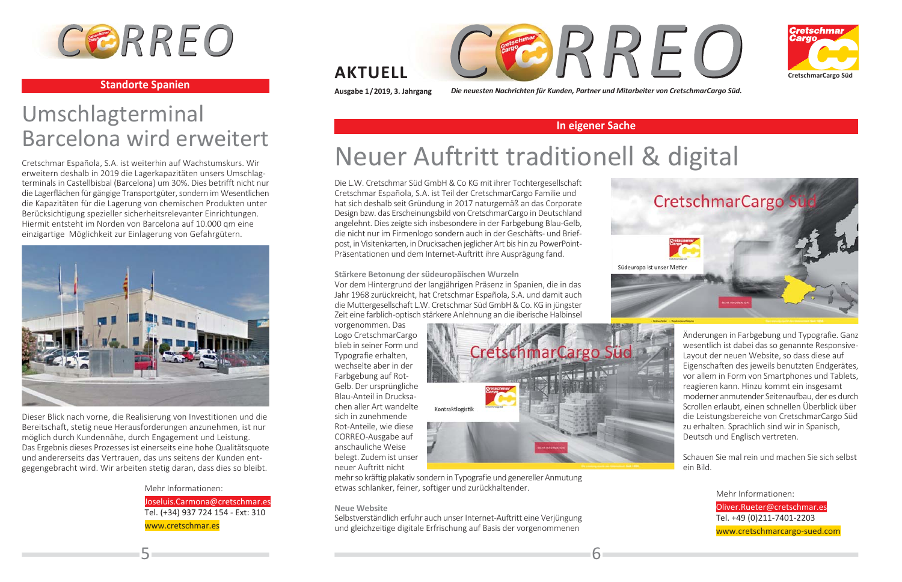## Standorte Spanien

# Umschlagterminal Barcelona wird erweitert

Cretschmar Española, S.A. ist weiterhin auf Wachstumskurs. Wir erweitern deshalb in 2019 die Lagerkapazitäten unsers Umschlagterminals in Castellbisbal (Barcelona) um 30%. Dies betrifft nicht nur die Lagerflächen für gängige Transportgüter, sondern im Wesentlichen die Kapazitäten für die Lagerung von chemischen Produkten unter Berücksichtigung spezieller sicherheitsrelevanter Einrichtungen. Hiermit entsteht im Norden von Barcelona auf 10.000 qm eine einzigartige Möglichkeit zur Einlagerung von Gefahrgütern.

Dieser Blick nach vorne, die Realisierung von Investitionen und die Bereitschaft, stetig neue Herausforderungen anzunehmen, ist nur möglich durch Kundennähe, durch Engagement und Leistung. Das Ergebnis dieses Prozesses ist einerseits eine hohe Qualitätsquote und andererseits das Vertrauen, das uns seitens der Kunden entgegengebracht wird. Wir arbeiten stetig daran, dass dies so bleibt.

Mehr Informationen:
Joseluis.Carmona@cretschmar.es
Tel. (+34) 937 724 154 - Ext: 310
www.cretschmar.es

**AKTUELL**

**Ausgabe 1 / 2019, 3. Jahrgang** *Die neuesten Nachrichten für Kunden, Partner und Mitarbeiter von CretschmarCargo Süd.*

## In eigener Sache

# Neuer Auftritt traditionell & digital

Die L.W. Cretschmar Süd GmbH & Co KG mit ihrer Tochtergesellschaft Cretschmar Española, S.A. ist Teil der CretschmarCargo Familie und hat sich deshalb seit Gründung in 2017 naturgemäß an das Corporate Design bzw. das Erscheinungsbild von CretschmarCargo in Deutschland angelehnt. Dies zeigte sich insbesondere in der Farbgebung Blau-Gelb, die nicht nur im Firmenlogo sondern auch in der Geschäfts- und Briefpost, in Visitenkarten, in Drucksachen jeglicher Art bis hin zu PowerPoint-Präsentationen und dem Internet-Auftritt ihre Ausprägung fand.

**Stärkere Betonung der südeuropäischen Wurzeln**

Vor dem Hintergrund der langjährigen Präsenz in Spanien, die in das Jahr 1968 zurückreicht, hat Cretschmar Española, S.A. und damit auch die Muttergesellschaft L.W. Cretschmar Süd GmbH & Co. KG in jüngster Zeit eine farblich-optisch stärkere Anlehnung an die iberische Halbinsel vorgenommen. Das Logo CretschmarCargo blieb in seiner Form und Typografie erhalten, wechselte aber in der Farbgebung auf Rot-Gelb. Der ursprüngliche Blau-Anteil in Drucksachen aller Art wandelte sich in zunehmende Rot-Anteile, wie diese CORREO-Ausgabe auf anschauliche Weise belegt. Zudem ist unser neuer Auftritt nicht mehr so kräftig plakativ sondern in Typografie und genereller Anmutung etwas schlanker, feiner, softiger und zurückhaltender.

**Neue Website**

Selbstverständlich erfuhr auch unser Internet-Auftritt eine Verjüngung und gleichzeitige digitale Erfrischung auf Basis der vorgenommenen Änderungen in Farbgebung und Typografie. Ganz wesentlich ist dabei das so genannte Responsive-Layout der neuen Website, so dass diese auf Eigenschaften des jeweils benutzten Endgerätes, vor allem in Form von Smartphones und Tablets, reagieren kann. Hinzu kommt ein insgesamt moderner anmutender Seitenaufbau, der es durch Scrollen erlaubt, einen schnellen Überblick über die Leistungsbereiche von CretschmarCargo Süd zu erhalten. Sprachlich sind wir in Spanisch, Deutsch und Englisch vertreten.

Schauen Sie mal rein und machen Sie sich selbst ein Bild.

Mehr Informationen:
Oliver.Rueter@cretschmar.es
Tel. +49 (0)211-7401-2203
www.cretschmarcargo-sued.com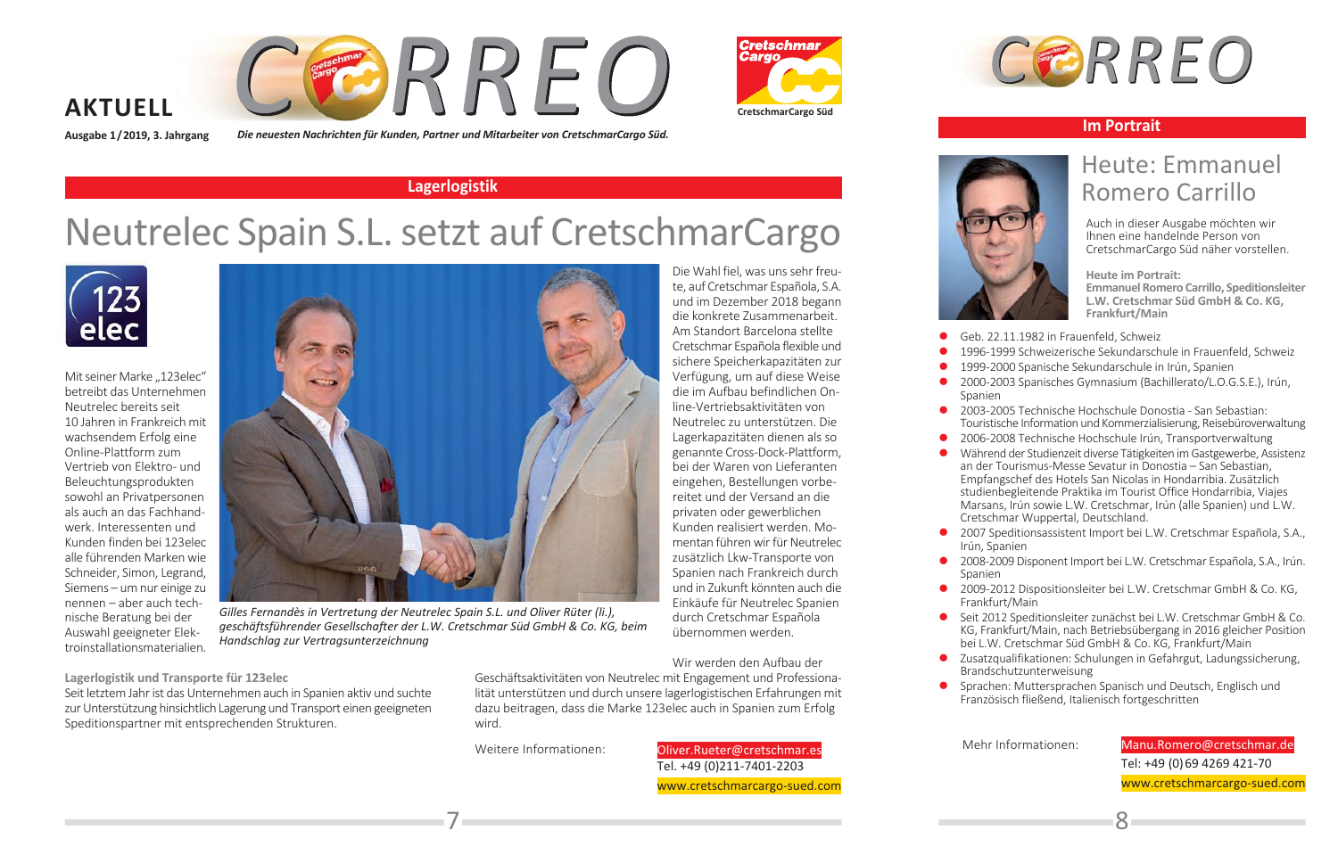**AKTUELL**

Ausgabe 1/2019, 3. Jahrgang

*Die neuesten Nachrichten für Kunden, Partner und Mitarbeiter von CretschmarCargo Süd.*

CretschmarCargo Süd

## Lagerlogistik

# Neutrelec Spain S.L. setzt auf CretschmarCargo

Mit seiner Marke „123elec" betreibt das Unternehmen Neutrelec bereits seit 10 Jahren in Frankreich mit wachsendem Erfolg eine Online-Plattform zum Vertrieb von Elektro- und Beleuchtungsprodukten sowohl an Privatpersonen als auch an das Fachhandwerk. Interessenten und Kunden finden bei 123elec alle führenden Marken wie Schneider, Simon, Legrand, Siemens – um nur einige zu nennen – aber auch technische Beratung bei der Auswahl geeigneter Elektroinstallationsmaterialien.

*Gilles Fernandès in Vertretung der Neutrelec Spain S.L. und Oliver Rüter (li.), geschäftsführender Gesellschafter der L.W. Cretschmar Süd GmbH & Co. KG, beim Handschlag zur Vertragsunterzeichnung*

Die Wahl fiel, was uns sehr freute, auf Cretschmar Española, S.A. und im Dezember 2018 begann die konkrete Zusammenarbeit. Am Standort Barcelona stellte Cretschmar Española flexible und sichere Speicherkapazitäten zur Verfügung, um auf diese Weise die im Aufbau befindlichen Online-Vertriebsaktivitäten von Neutrelec zu unterstützen. Die Lagerkapazitäten dienen als so genannte Cross-Dock-Plattform, bei der Waren von Lieferanten eingehen, Bestellungen vorbereitet und der Versand an die privaten oder gewerblichen Kunden realisiert werden. Momentan führen wir für Neutrelec zusätzlich Lkw-Transporte von Spanien nach Frankreich durch und in Zukunft könnten auch die Einkäufe für Neutrelec Spanien durch Cretschmar Española übernommen werden.

### Lagerlogistik und Transporte für 123elec

Seit letztem Jahr ist das Unternehmen auch in Spanien aktiv und suchte zur Unterstützung hinsichtlich Lagerung und Transport einen geeigneten Speditionspartner mit entsprechenden Strukturen.

Wir werden den Aufbau der Geschäftsaktivitäten von Neutrelec mit Engagement und Professionalität unterstützen und durch unsere lagerlogistischen Erfahrungen mit dazu beitragen, dass die Marke 123elec auch in Spanien zum Erfolg wird.

Weitere Informationen: Oliver.Rueter@cretschmar.es
Tel. +49 (0)211-7401-2203
www.cretschmarcargo-sued.com

## Im Portrait

# Heute: Emmanuel Romero Carrillo

Auch in dieser Ausgabe möchten wir Ihnen eine handelnde Person von CretschmarCargo Süd näher vorstellen.

**Heute im Portrait:**
**Emmanuel Romero Carrillo, Speditionsleiter L.W. Cretschmar Süd GmbH & Co. KG, Frankfurt/Main**

- Geb. 22.11.1982 in Frauenfeld, Schweiz
- 1996-1999 Schweizerische Sekundarschule in Frauenfeld, Schweiz
- 1999-2000 Spanische Sekundarschule in Irún, Spanien
- 2000-2003 Spanisches Gymnasium (Bachillerato/L.O.G.S.E.), Irún, Spanien
- 2003-2005 Technische Hochschule Donostia - San Sebastian: Touristische Information und Kommerzialisierung, Reisebüroverwaltung
- 2006-2008 Technische Hochschule Irún, Transportverwaltung
- Während der Studienzeit diverse Tätigkeiten im Gastgewerbe, Assistenz an der Tourismus-Messe Sevatur in Donostia – San Sebastian, Empfangschef des Hotels San Nicolas in Hondarribia. Zusätzlich studienbegleitende Praktika im Tourist Office Hondarribia, Viajes Marsans, Irún sowie L.W. Cretschmar, Irún (alle Spanien) und L.W. Cretschmar Wuppertal, Deutschland.
- 2007 Speditionsassistent Import bei L.W. Cretschmar Española, S.A., Irún, Spanien
- 2008-2009 Disponent Import bei L.W. Cretschmar Española, S.A., Irún. Spanien
- 2009-2012 Dispositionsleiter bei L.W. Cretschmar GmbH & Co. KG, Frankfurt/Main
- Seit 2012 Speditionsleiter zunächst bei L.W. Cretschmar GmbH & Co. KG, Frankfurt/Main, nach Betriebsübergang in 2016 gleicher Position bei L.W. Cretschmar Süd GmbH & Co. KG, Frankfurt/Main
- Zusatzqualifikationen: Schulungen in Gefahrgut, Ladungssicherung, Brandschutzunterweisung
- Sprachen: Muttersprachen Spanisch und Deutsch, Englisch und Französisch fließend, Italienisch fortgeschritten

Mehr Informationen: Manu.Romero@cretschmar.de
Tel: +49 (0) 69 4269 421-70
www.cretschmarcargo-sued.com